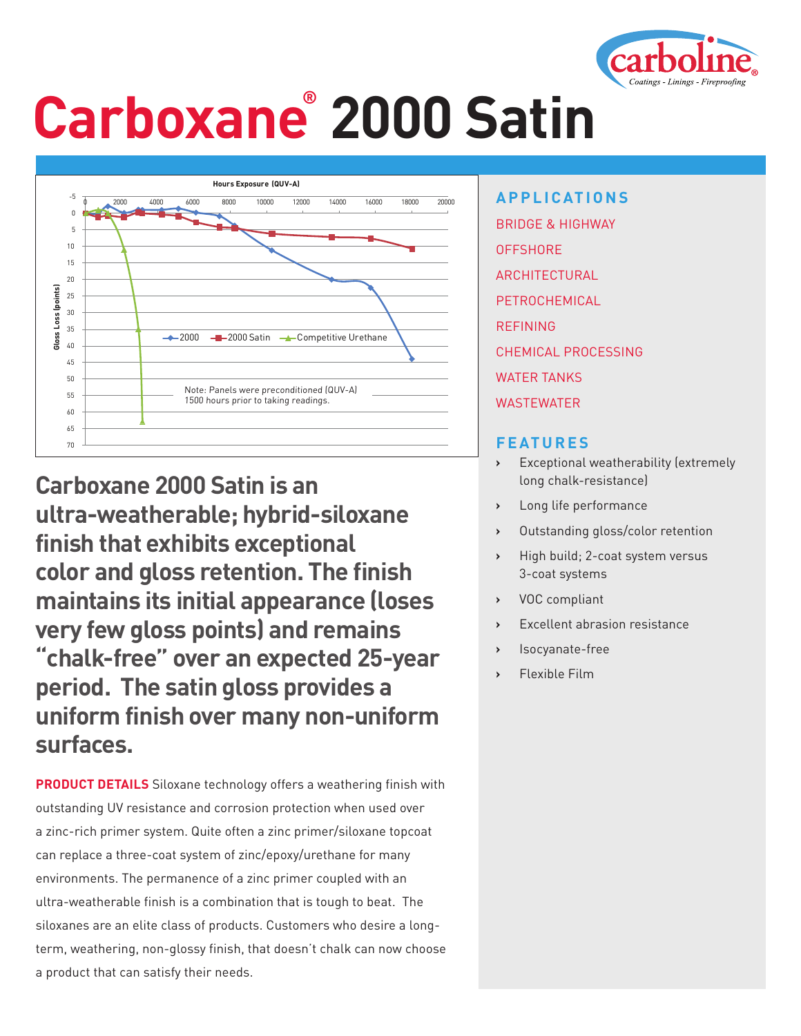# Carboxane® 2000 Satin

**Carboxane 2000 Satin is an ultra-weatherable; hybrid-siloxane finish that exhibits exceptional color and gloss retention. The finish maintains its initial appearance (loses very few gloss points) and remains “chalk-free” over an expected 25-year period. The satin gloss provides a uniform finish over many non-uniform surfaces.**

**PRODUCT DETAILS** Siloxane technology offers a weathering finish with outstanding UV resistance and corrosion protection when used over a zinc-rich primer system. Quite often a zinc primer/siloxane topcoat can replace a three-coat system of zinc/epoxy/urethane for many environments. The permanence of a zinc primer coupled with an ultra-weatherable finish is a combination that is tough to beat. The siloxanes are an elite class of products. Customers who desire a long-term, weathering, non-glossy finish, that doesn’t chalk can now choose a product that can satisfy their needs.

## APPLICATIONS

- BRIDGE & HIGHWAY
- OFFSHORE
- ARCHITECTURAL
- PETROCHEMICAL
- REFINING
- CHEMICAL PROCESSING
- WATER TANKS
- WASTEWATER

## FEATURES

- Exceptional weatherability (extremely long chalk-resistance)
- Long life performance
- Outstanding gloss/color retention
- High build; 2-coat system versus 3-coat systems
- VOC compliant
- Excellent abrasion resistance
- Isocyanate-free
- Flexible Film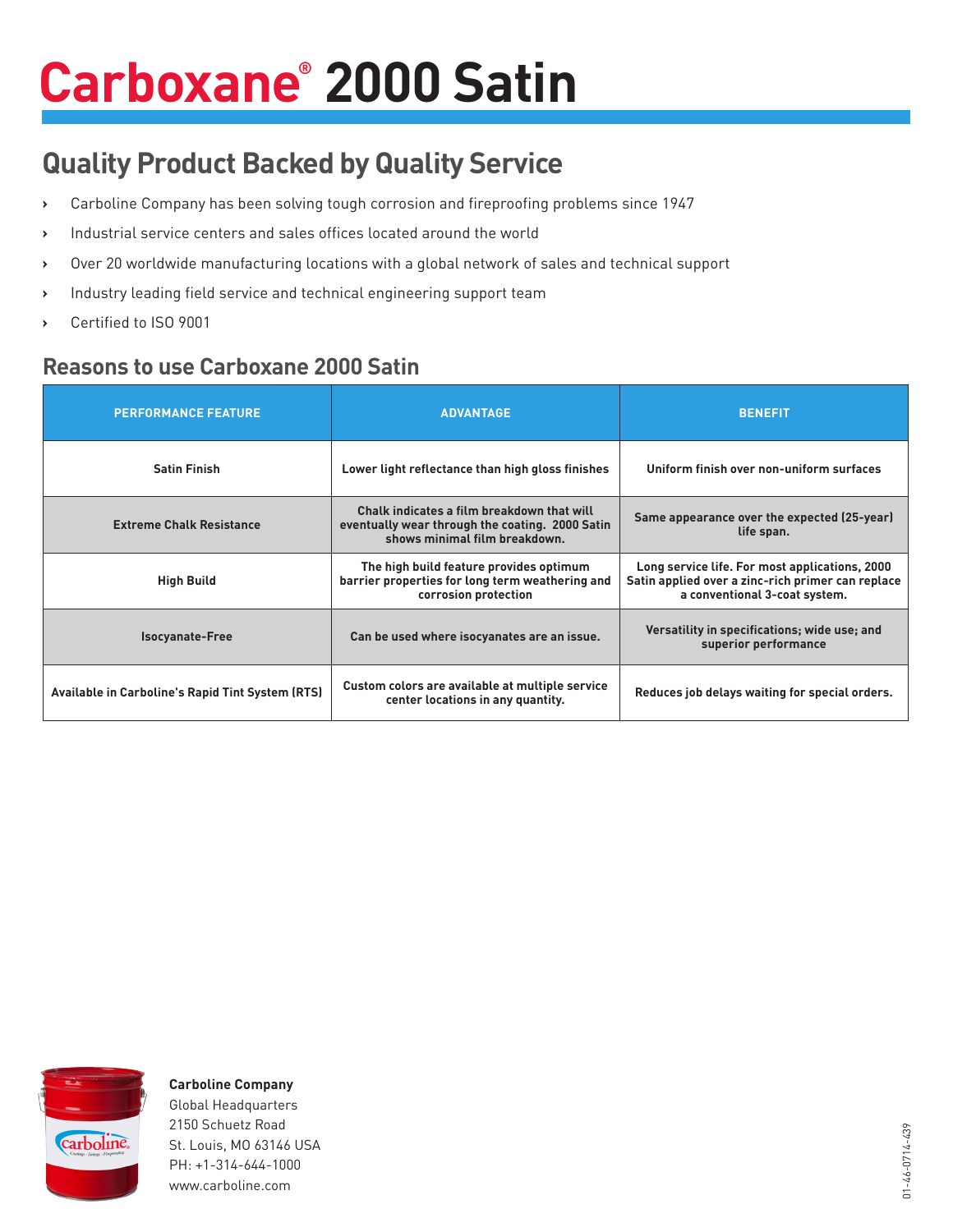# Carboxane® 2000 Satin

## Quality Product Backed by Quality Service

- Carboline Company has been solving tough corrosion and fireproofing problems since 1947
- Industrial service centers and sales offices located around the world
- Over 20 worldwide manufacturing locations with a global network of sales and technical support
- Industry leading field service and technical engineering support team
- Certified to ISO 9001

## Reasons to use Carboxane 2000 Satin

| PERFORMANCE FEATURE | ADVANTAGE | BENEFIT |
|---|---|---|
| Satin Finish | Lower light reflectance than high gloss finishes | Uniform finish over non-uniform surfaces |
| Extreme Chalk Resistance | Chalk indicates a film breakdown that will eventually wear through the coating. 2000 Satin shows minimal film breakdown. | Same appearance over the expected (25-year) life span. |
| High Build | The high build feature provides optimum barrier properties for long term weathering and corrosion protection | Long service life. For most applications, 2000 Satin applied over a zinc-rich primer can replace a conventional 3-coat system. |
| Isocyanate-Free | Can be used where isocyanates are an issue. | Versatility in specifications; wide use; and superior performance |
| Available in Carboline's Rapid Tint System (RTS) | Custom colors are available at multiple service center locations in any quantity. | Reduces job delays waiting for special orders. |

**Carboline Company**
Global Headquarters
2150 Schuetz Road
St. Louis, MO 63146 USA
PH: +1-314-644-1000
www.carboline.com

01-46-0714-439